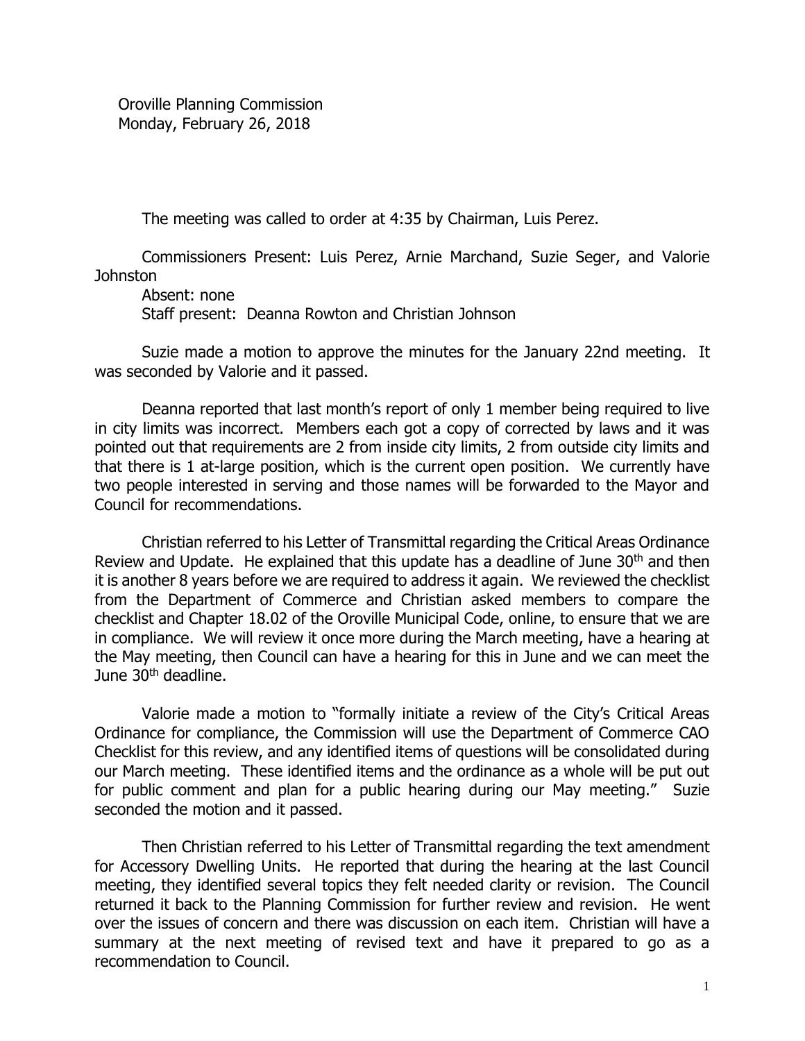Oroville Planning Commission
Monday, February 26, 2018

The meeting was called to order at 4:35 by Chairman, Luis Perez.

Commissioners Present: Luis Perez, Arnie Marchand, Suzie Seger, and Valorie Johnston
Absent: none
Staff present: Deanna Rowton and Christian Johnson

Suzie made a motion to approve the minutes for the January 22nd meeting. It was seconded by Valorie and it passed.

Deanna reported that last month's report of only 1 member being required to live in city limits was incorrect. Members each got a copy of corrected by laws and it was pointed out that requirements are 2 from inside city limits, 2 from outside city limits and that there is 1 at-large position, which is the current open position. We currently have two people interested in serving and those names will be forwarded to the Mayor and Council for recommendations.

Christian referred to his Letter of Transmittal regarding the Critical Areas Ordinance Review and Update. He explained that this update has a deadline of June 30th and then it is another 8 years before we are required to address it again. We reviewed the checklist from the Department of Commerce and Christian asked members to compare the checklist and Chapter 18.02 of the Oroville Municipal Code, online, to ensure that we are in compliance. We will review it once more during the March meeting, have a hearing at the May meeting, then Council can have a hearing for this in June and we can meet the June 30th deadline.

Valorie made a motion to "formally initiate a review of the City's Critical Areas Ordinance for compliance, the Commission will use the Department of Commerce CAO Checklist for this review, and any identified items of questions will be consolidated during our March meeting. These identified items and the ordinance as a whole will be put out for public comment and plan for a public hearing during our May meeting." Suzie seconded the motion and it passed.

Then Christian referred to his Letter of Transmittal regarding the text amendment for Accessory Dwelling Units. He reported that during the hearing at the last Council meeting, they identified several topics they felt needed clarity or revision. The Council returned it back to the Planning Commission for further review and revision. He went over the issues of concern and there was discussion on each item. Christian will have a summary at the next meeting of revised text and have it prepared to go as a recommendation to Council.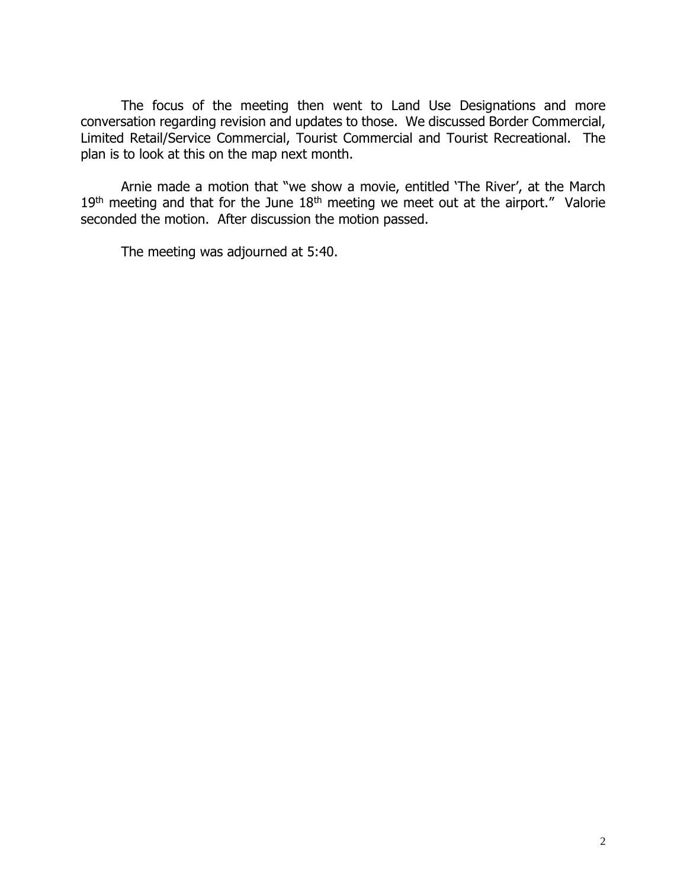The focus of the meeting then went to Land Use Designations and more conversation regarding revision and updates to those. We discussed Border Commercial, Limited Retail/Service Commercial, Tourist Commercial and Tourist Recreational. The plan is to look at this on the map next month.

Arnie made a motion that "we show a movie, entitled 'The River', at the March 19th meeting and that for the June 18th meeting we meet out at the airport." Valorie seconded the motion. After discussion the motion passed.

The meeting was adjourned at 5:40.